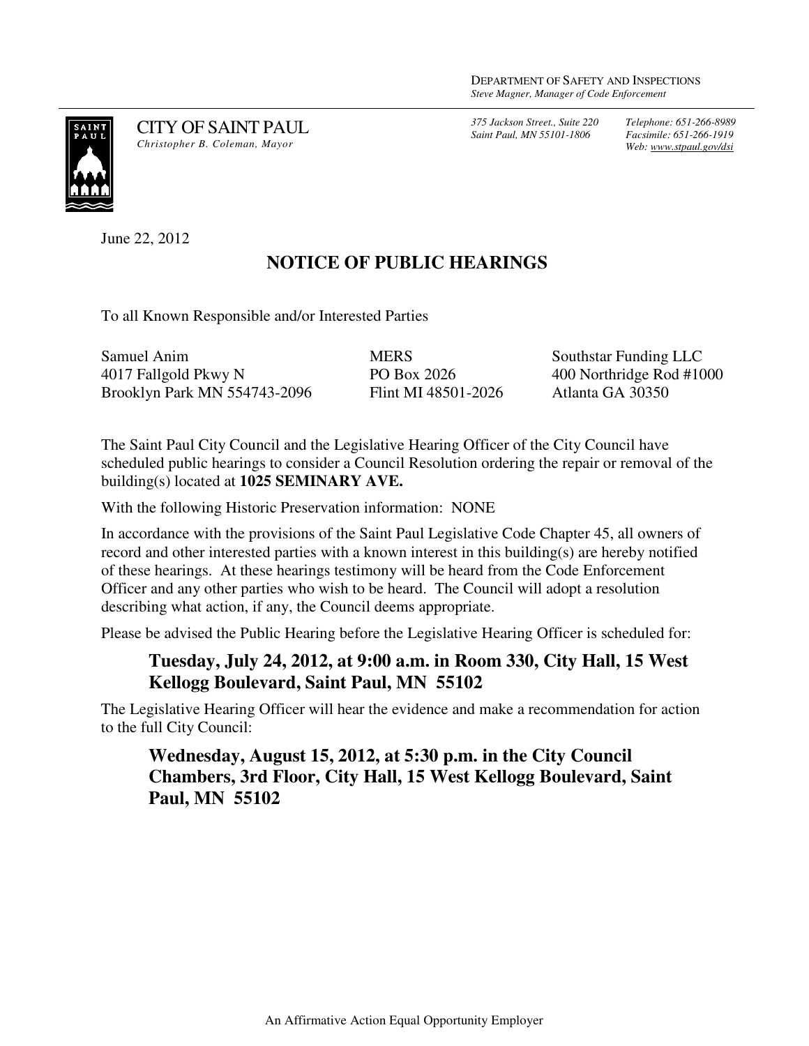DEPARTMENT OF SAFETY AND INSPECTIONS
*Steve Magner, Manager of Code Enforcement*

CITY OF SAINT PAUL
*Christopher B. Coleman, Mayor*

*375 Jackson Street., Suite 220*
*Saint Paul, MN 55101-1806*

*Telephone: 651-266-8989*
*Facsimile: 651-266-1919*
*Web: www.stpaul.gov/dsi*

June 22, 2012

## NOTICE OF PUBLIC HEARINGS

To all Known Responsible and/or Interested Parties

Samuel Anim
4017 Fallgold Pkwy N
Brooklyn Park MN 554743-2096

MERS
PO Box 2026
Flint MI 48501-2026

Southstar Funding LLC
400 Northridge Rod #1000
Atlanta GA 30350

The Saint Paul City Council and the Legislative Hearing Officer of the City Council have scheduled public hearings to consider a Council Resolution ordering the repair or removal of the building(s) located at **1025 SEMINARY AVE.**

With the following Historic Preservation information: NONE

In accordance with the provisions of the Saint Paul Legislative Code Chapter 45, all owners of record and other interested parties with a known interest in this building(s) are hereby notified of these hearings. At these hearings testimony will be heard from the Code Enforcement Officer and any other parties who wish to be heard. The Council will adopt a resolution describing what action, if any, the Council deems appropriate.

Please be advised the Public Hearing before the Legislative Hearing Officer is scheduled for:

> **Tuesday, July 24, 2012, at 9:00 a.m. in Room 330, City Hall, 15 West Kellogg Boulevard, Saint Paul, MN 55102**

The Legislative Hearing Officer will hear the evidence and make a recommendation for action to the full City Council:

> **Wednesday, August 15, 2012, at 5:30 p.m. in the City Council Chambers, 3rd Floor, City Hall, 15 West Kellogg Boulevard, Saint Paul, MN 55102**

An Affirmative Action Equal Opportunity Employer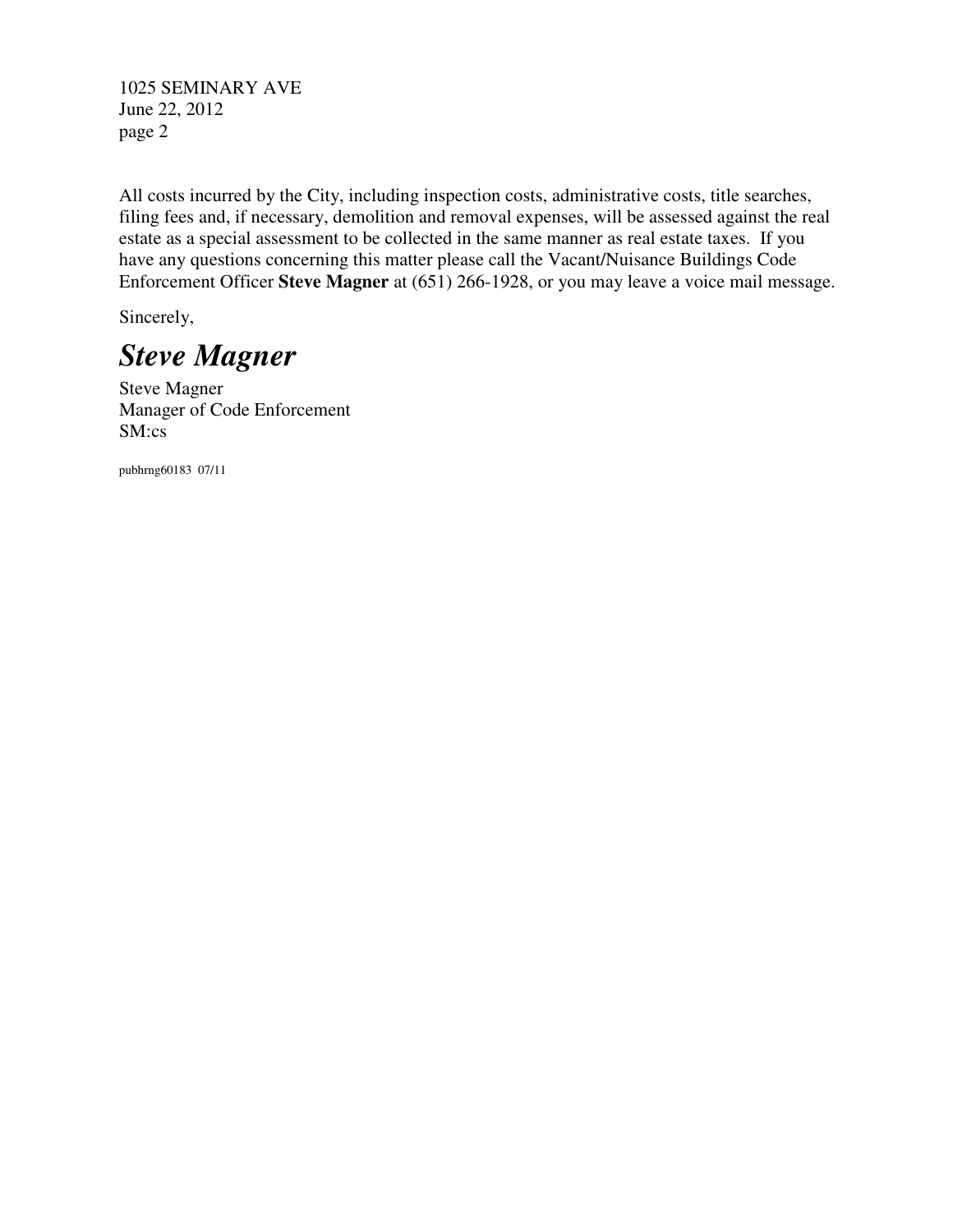All costs incurred by the City, including inspection costs, administrative costs, title searches, filing fees and, if necessary, demolition and removal expenses, will be assessed against the real estate as a special assessment to be collected in the same manner as real estate taxes. If you have any questions concerning this matter please call the Vacant/Nuisance Buildings Code Enforcement Officer **Steve Magner** at (651) 266-1928, or you may leave a voice mail message.

Sincerely,

***Steve Magner***

Steve Magner
Manager of Code Enforcement
SM:cs

pubhrng60183 07/11